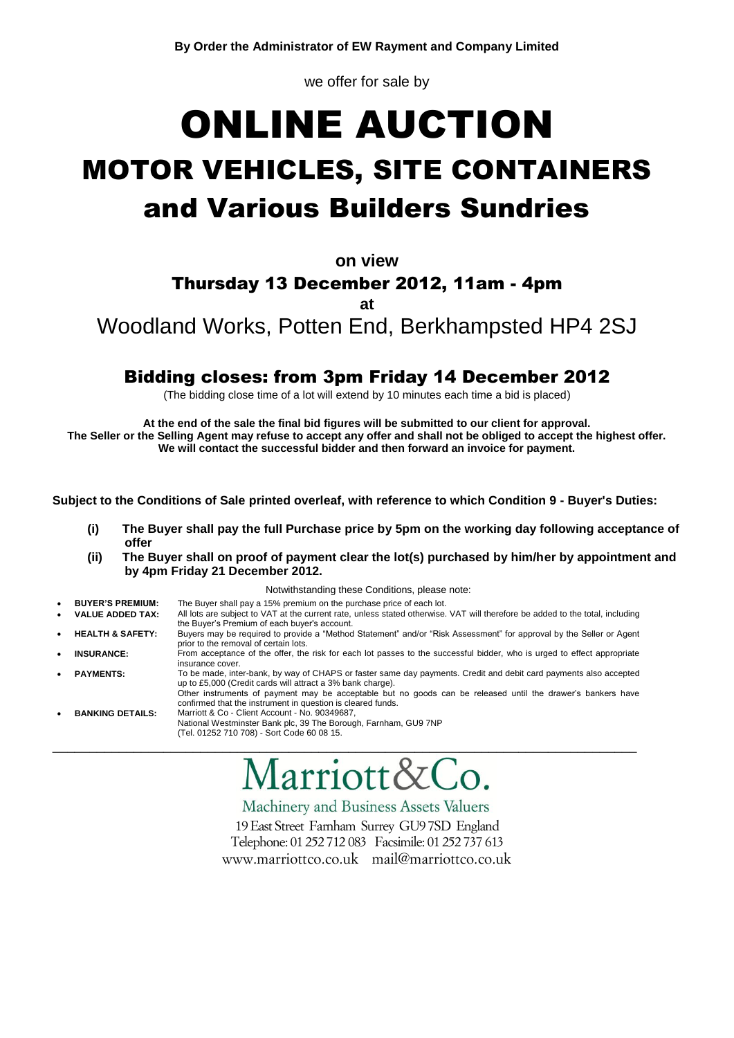**By Order the Administrator of EW Rayment and Company Limited**

we offer for sale by

# ONLINE AUCTION

# MOTOR VEHICLES, SITE CONTAINERS and Various Builders Sundries

**on view**

## Thursday 13 December 2012, 11am - 4pm

**at**

## Woodland Works, Potten End, Berkhampsted HP4 2SJ

## Bidding closes: from 3pm Friday 14 December 2012

(The bidding close time of a lot will extend by 10 minutes each time a bid is placed)

**At the end of the sale the final bid figures will be submitted to our client for approval.**
**The Seller or the Selling Agent may refuse to accept any offer and shall not be obliged to accept the highest offer.**
**We will contact the successful bidder and then forward an invoice for payment.**

**Subject to the Conditions of Sale printed overleaf, with reference to which Condition 9 - Buyer's Duties:**

**(i) The Buyer shall pay the full Purchase price by 5pm on the working day following acceptance of offer**

**(ii) The Buyer shall on proof of payment clear the lot(s) purchased by him/her by appointment and by 4pm Friday 21 December 2012.**

Notwithstanding these Conditions, please note:

- **BUYER'S PREMIUM:** The Buyer shall pay a 15% premium on the purchase price of each lot.
- **VALUE ADDED TAX:** All lots are subject to VAT at the current rate, unless stated otherwise. VAT will therefore be added to the total, including the Buyer's Premium of each buyer's account.
- **HEALTH & SAFETY:** Buyers may be required to provide a "Method Statement" and/or "Risk Assessment" for approval by the Seller or Agent prior to the removal of certain lots.
- **INSURANCE:** From acceptance of the offer, the risk for each lot passes to the successful bidder, who is urged to effect appropriate insurance cover.
- **PAYMENTS:** To be made, inter-bank, by way of CHAPS or faster same day payments. Credit and debit card payments also accepted up to £5,000 (Credit cards will attract a 3% bank charge).
  Other instruments of payment may be acceptable but no goods can be released until the drawer's bankers have confirmed that the instrument in question is cleared funds.
- **BANKING DETAILS:** Marriott & Co - Client Account - No. 90349687,
  National Westminster Bank plc, 39 The Borough, Farnham, GU9 7NP
  (Tel. 01252 710 708) - Sort Code 60 08 15.

---

# Marriott&Co.

Machinery and Business Assets Valuers

19 East Street Farnham Surrey GU9 7SD England
Telephone: 01 252 712 083 Facsimile: 01 252 737 613
www.marriottco.co.uk mail@marriottco.co.uk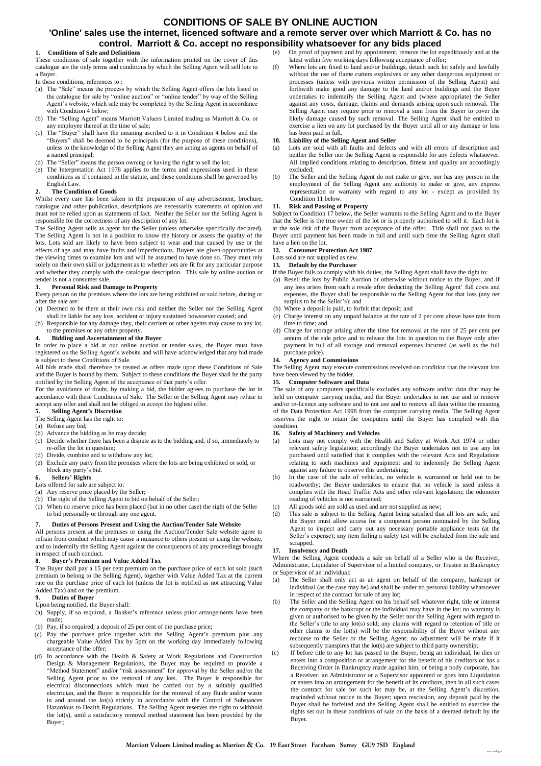# CONDITIONS OF SALE BY ONLINE AUCTION

## 'Online' sales use the internet, licenced software and a remote server over which Marriott & Co. has no control. Marriott & Co. accept no responsibility whatsoever for any bids placed

### 1. Conditions of Sale and Definitions

These conditions of sale together with the information printed on the cover of this catalogue are the only terms and conditions by which the Selling Agent will sell lots to a Buyer.

In these conditions, references to :

(a) The "Sale" means the process by which the Selling Agent offers the lots listed in the catalogue for sale by "online auction" or "online tender" by way of the Selling Agent's website, which sale may be completed by the Selling Agent in accordance with Condition 4 below;

(b) The "Selling Agent" means Marriott Valuers Limited trading as Marriott & Co. or any employee thereof at the time of sale;

(c) The "Buyer" shall have the meaning ascribed to it in Condition 4 below and the "Buyers" shall be deemed to be principals (for the purpose of these conditions), unless to the knowledge of the Selling Agent they are acting as agents on behalf of a named principal;

(d) The "Seller" means the person owning or having the right to sell the lot;

(e) The Interpretation Act 1978 applies to the terms and expressions used in these conditions as if contained in the statute, and these conditions shall be governed by English Law.

### 2. The Condition of Goods

Whilst every care has been taken in the preparation of any advertisement, brochure, catalogue and other publication, descriptions are necessarily statements of opinion and must not be relied upon as statements of fact. Neither the Seller nor the Selling Agent is responsible for the correctness of any description of any lot.

The Selling Agent sells as agent for the Seller (unless otherwise specifically declared). The Selling Agent is not in a position to know the history or assess the quality of the lots. Lots sold are likely to have been subject to wear and tear caused by use or the effects of age and may have faults and imperfections. Buyers are given opportunities at the viewing times to examine lots and will be assumed to have done so. They must rely solely on their own skill or judgement as to whether lots are fit for any particular purpose and whether they comply with the catalogue description. This sale by online auction or tender is not a consumer sale.

### 3. Personal Risk and Damage to Property

Every person on the premises where the lots are being exhibited or sold before, during or after the sale are:

(a) Deemed to be there at their own risk and neither the Seller nor the Selling Agent shall be liable for any loss, accident or injury sustained howsoever caused; and

(b) Responsible for any damage they, their carriers or other agents may cause to any lot, to the premises or any other property.

### 4. Bidding and Ascertainment of the Buyer

In order to place a bid at our online auction or tender sales, the Buyer must have registered on the Selling Agent's website and will have acknowledged that any bid made is subject to these Conditions of Sale.

All bids made shall therefore be treated as offers made upon these Conditions of Sale and the Buyer is bound by them. Subject to these conditions the Buyer shall be the party notified by the Selling Agent of the acceptance of that party's offer.

For the avoidance of doubt, by making a bid, the bidder agrees to purchase the lot in accordance with these Conditions of Sale. The Seller or the Selling Agent may refuse to accept any offer and shall not be obliged to accept the highest offer.

### 5. Selling Agent's Discretion

The Selling Agent has the right to:

(a) Refuse any bid;

(b) Advance the bidding as he may decide;

(c) Decide whether there has been a dispute as to the bidding and, if so, immediately to re-offer the lot in question;

(d) Divide, combine and to withdraw any lot;

(e) Exclude any party from the premises where the lots are being exhibited or sold, or block any party's bid.

### 6. Sellers' Rights

Lots offered for sale are subject to:

(a) Any reserve price placed by the Seller;

(b) The right of the Selling Agent to bid on behalf of the Seller;

(c) When no reserve price has been placed (but in no other case) the right of the Seller to bid personally or through any one agent.

### 7. Duties of Persons Present and Using the Auction/Tender Sale Website

All persons present at the premises or using the Auction/Tender Sale website agree to refrain from conduct which may cause a nuisance to others present or using the website, and to indemnify the Selling Agent against the consequences of any proceedings brought in respect of such conduct.

### 8. Buyer's Premium and Value Added Tax

The Buyer shall pay a 15 per cent premium on the purchase price of each lot sold (such premium to belong to the Selling Agent), together with Value Added Tax at the current rate on the purchase price of each lot (unless the lot is notified as not attracting Value Added Tax) and on the premium.

### 9. Duties of Buyer

Upon being notified, the Buyer shall:

(a) Supply, if so required, a Banker's reference unless prior arrangements have been made;

(b) Pay, if so required, a deposit of 25 per cent of the purchase price;

(c) Pay the purchase price together with the Selling Agent's premium plus any chargeable Value Added Tax by 5pm on the working day immediately following acceptance of the offer;

(d) In accordance with the Health & Safety at Work Regulations and Construction Design & Management Regulations, the Buyer may be required to provide a "Method Statement" and/or "risk assessment" for approval by the Seller and/or the Selling Agent prior to the removal of any lots. The Buyer is responsible for electrical disconnections which must be carried out by a suitably qualified electrician, and the Buyer is responsible for the removal of any fluids and/or waste in and around the lot(s) strictly in accordance with the Control of Substances Hazardous to Health Regulations. The Selling Agent reserves the right to withhold the lot(s), until a satisfactory removal method statement has been provided by the Buyer;

(e) On proof of payment and by appointment, remove the lot expeditiously and at the latest within five working days following acceptance of offer;

(f) Where lots are fixed to land and/or buildings, detach such lot safely and lawfully without the use of flame cutters explosives or any other dangerous equipment or processes (unless with previous written permission of the Selling Agent) and forthwith make good any damage to the land and/or buildings and the Buyer undertakes to indemnify the Selling Agent and (where appropriate) the Seller against any costs, damage, claims and demands arising upon such removal. The Selling Agent may require prior to removal a sum from the Buyer to cover the likely damage caused by such removal. The Selling Agent shall be entitled to exercise a lien on any lot purchased by the Buyer until all or any damage or loss has been paid in full.

### 10. Liability of the Selling Agent and Seller

(a) Lots are sold with all faults and defects and with all errors of description and neither the Seller nor the Selling Agent is responsible for any defects whatsoever. All implied conditions relating to description, fitness and quality are accordingly excluded;

(b) The Seller and the Selling Agent do not make or give, nor has any person in the employment of the Selling Agent any authority to make or give, any express representation or warranty with regard to any lot - except as provided by Condition 11 below.

### 11. Risk and Passing of Property

Subject to Condition 17 below, the Seller warrants to the Selling Agent and to the Buyer that the Seller is the true owner of the lot or is properly authorised to sell it. Each lot is at the sole risk of the Buyer from acceptance of the offer. Title shall not pass to the Buyer until payment has been made in full and until such time the Selling Agent shall have a lien on the lot.

### 12. Consumer Protection Act 1987

Lots sold are not supplied as new.

### 13. Default by the Purchaser

If the Buyer fails to comply with his duties, the Selling Agent shall have the right to:

(a) Resell the lots by Public Auction or otherwise without notice to the Buyer, and if any loss arises from such a resale after deducting the Selling Agent' full costs and expenses, the Buyer shall be responsible to the Selling Agent for that loss (any net surplus to be the Seller's); and

(b) Where a deposit is paid, to forfeit that deposit; and

(c) Charge interest on any unpaid balance at the rate of 2 per cent above base rate from time to time; and

(d) Charge for storage arising after the time for removal at the rate of 25 per cent per annum of the sale price and to release the lots in question to the Buyer only after payment in full of all storage and removal expenses incurred (as well as the full purchase price).

### 14. Agency and Commissions

The Selling Agent may execute commissions received on condition that the relevant lots have been viewed by the bidder.

### 15. Computer Software and Data

The sale of any computers specifically excludes any software and/or data that may be held on computer carrying media, and the Buyer undertakes to not use and to remove and/or re-licence any software and to not use and to remove all data within the meaning of the Data Protection Act 1998 from the computer carrying media. The Selling Agent reserves the right to retain the computers until the Buyer has complied with this condition.

### 16. Safety of Machinery and Vehicles

(a) Lots may not comply with the Health and Safety at Work Act 1974 or other relevant safety legislation; accordingly the Buyer undertakes not to use any lot purchased until satisfied that it complies with the relevant Acts and Regulations relating to such machines and equipment and to indemnify the Selling Agent against any failure to observe this undertaking;

(b) In the case of the sale of vehicles, no vehicle is warranted or held out to be roadworthy; the Buyer undertakes to ensure that no vehicle is used unless it complies with the Road Traffic Acts and other relevant legislation; the odometer reading of vehicles is not warranted;

(c) All goods sold are sold as used and are not supplied as new;

(d) This sale is subject to the Selling Agent being satisfied that all lots are safe, and the Buyer must allow access for a competent person nominated by the Selling Agent to inspect and carry out any necessary portable appliance tests (at the Seller's expense); any item failing a safety test will be excluded from the sale and scrapped.

### 17. Insolvency and Death

Where the Selling Agent conducts a sale on behalf of a Seller who is the Receiver, Administrator, Liquidator of Supervisor of a limited company, or Trustee in Bankruptcy or Supervisor of an individual:

(a) The Seller shall only act as an agent on behalf of the company, bankrupt or individual (as the case may be) and shall be under no personal liability whatsoever in respect of the contract for sale of any lot;

(b) The Seller and the Selling Agent on his behalf sell whatever right, title or interest the company or the bankrupt or the individual may have in the lot; no warranty is given or authorised to be given by the Seller nor the Selling Agent with regard to the Seller's title to any lot(s) sold; any claims with regard to retention of title or other claims to the lot(s) will be the responsibility of the Buyer without any recourse to the Seller or the Selling Agent; no adjustment will be made if it subsequently transpires that the lot(s) are subject to third party ownership;

(c) If before title to any lot has passed to the Buyer, being an individual, he dies or enters into a composition or arrangement for the benefit of his creditors or has a Receiving Order in Bankruptcy made against him, or being a body corporate, has a Receiver, an Administrator or a Supervisor appointed or goes into Liquidation or enters into an arrangement for the benefit of its creditors, then in all such cases the contract for sale for such lot may be, at the Selling Agent's discretion, rescinded without notice to the Buyer; upon rescission, any deposit paid by the Buyer shall be forfeited and the Selling Agent shall be entitled to exercise the rights set out in these conditions of sale on the basis of a deemed default by the Buyer.

**Marriott Valuers Limited trading as Marriott & Co. 19 East Street Farnham Surrey GU9 7SD England**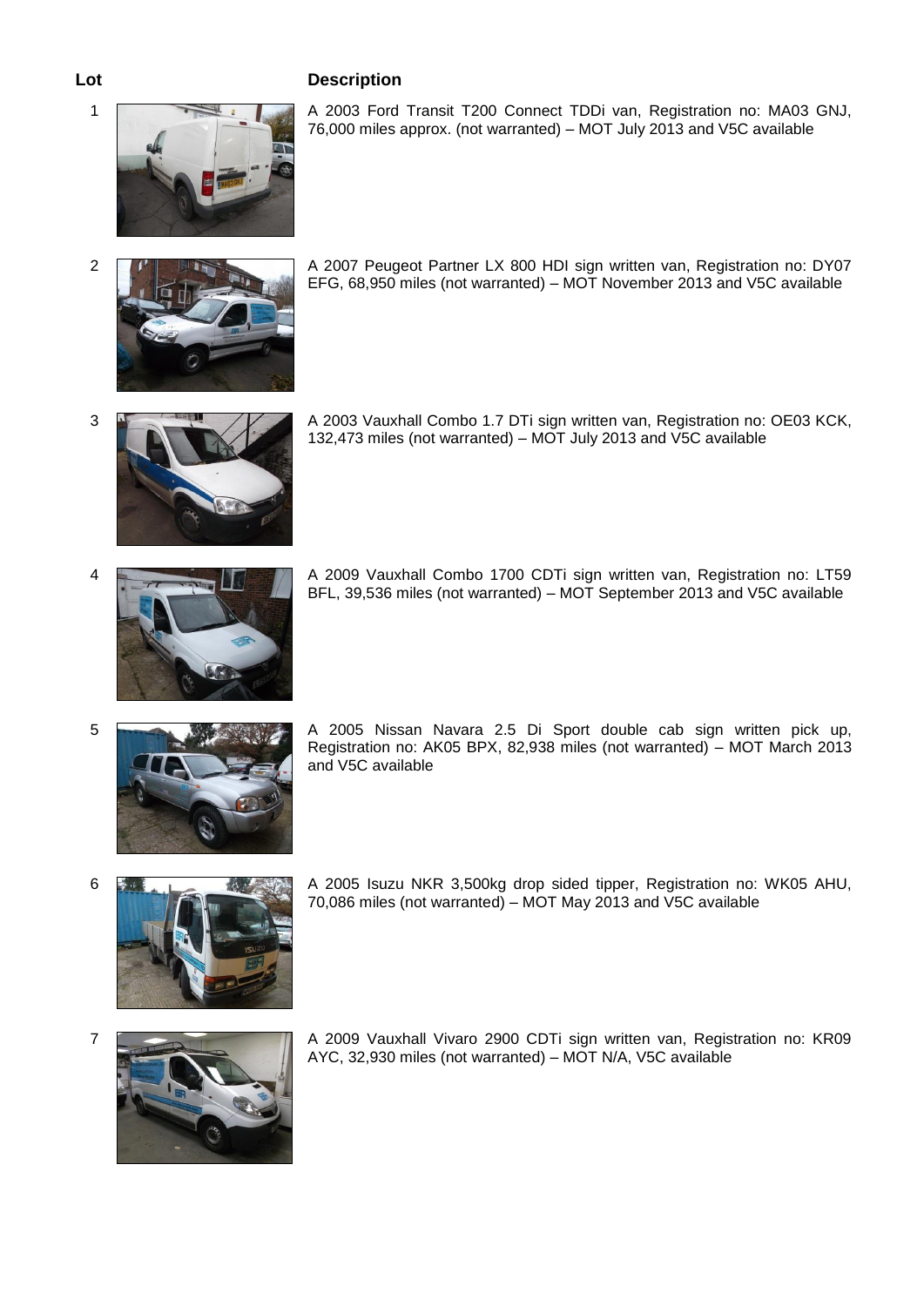| Lot | Description |
| --- | --- |
| 1 | A 2003 Ford Transit T200 Connect TDDi van, Registration no: MA03 GNJ, 76,000 miles approx. (not warranted) – MOT July 2013 and V5C available |
| 2 | A 2007 Peugeot Partner LX 800 HDI sign written van, Registration no: DY07 EFG, 68,950 miles (not warranted) – MOT November 2013 and V5C available |
| 3 | A 2003 Vauxhall Combo 1.7 DTi sign written van, Registration no: OE03 KCK, 132,473 miles (not warranted) – MOT July 2013 and V5C available |
| 4 | A 2009 Vauxhall Combo 1700 CDTi sign written van, Registration no: LT59 BFL, 39,536 miles (not warranted) – MOT September 2013 and V5C available |
| 5 | A 2005 Nissan Navara 2.5 Di Sport double cab sign written pick up, Registration no: AK05 BPX, 82,938 miles (not warranted) – MOT March 2013 and V5C available |
| 6 | A 2005 Isuzu NKR 3,500kg drop sided tipper, Registration no: WK05 AHU, 70,086 miles (not warranted) – MOT May 2013 and V5C available |
| 7 | A 2009 Vauxhall Vivaro 2900 CDTi sign written van, Registration no: KR09 AYC, 32,930 miles (not warranted) – MOT N/A, V5C available |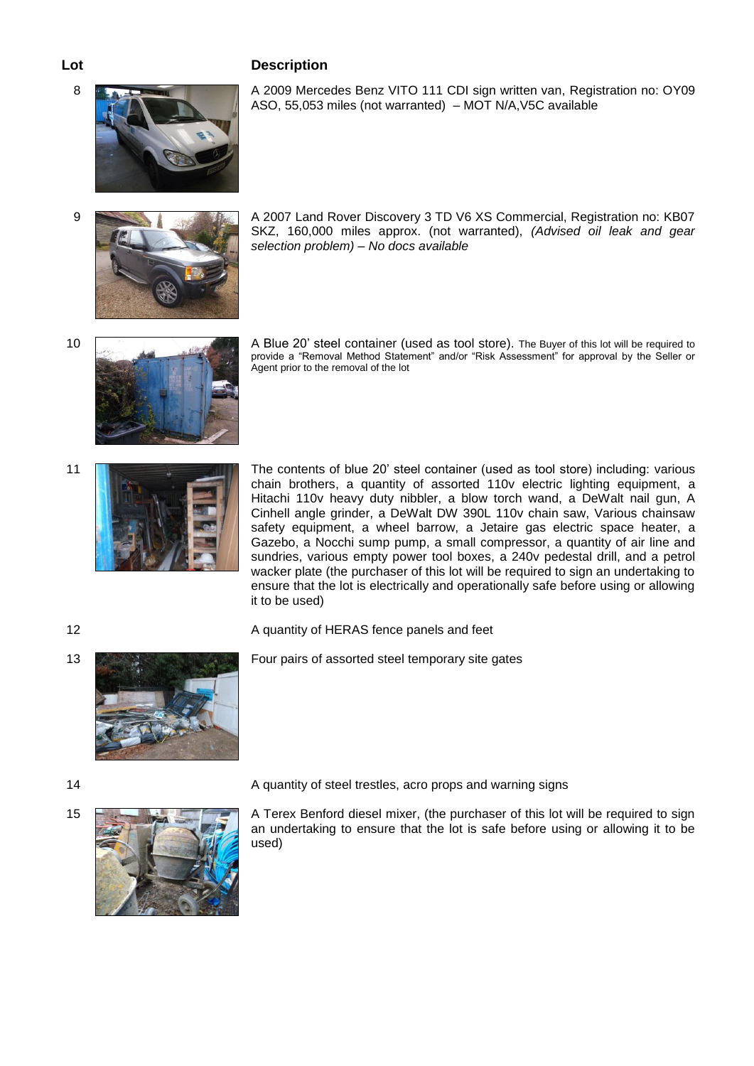| Lot | Description |
| --- | --- |
| 8 | A 2009 Mercedes Benz VITO 111 CDI sign written van, Registration no: OY09 ASO, 55,053 miles (not warranted) – MOT N/A,V5C available |
| 9 | A 2007 Land Rover Discovery 3 TD V6 XS Commercial, Registration no: KB07 SKZ, 160,000 miles approx. (not warranted), *(Advised oil leak and gear selection problem) – No docs available* |
| 10 | A Blue 20' steel container (used as tool store). The Buyer of this lot will be required to provide a "Removal Method Statement" and/or "Risk Assessment" for approval by the Seller or Agent prior to the removal of the lot |
| 11 | The contents of blue 20' steel container (used as tool store) including: various chain brothers, a quantity of assorted 110v electric lighting equipment, a Hitachi 110v heavy duty nibbler, a blow torch wand, a DeWalt nail gun, A Cinhell angle grinder, a DeWalt DW 390L 110v chain saw, Various chainsaw safety equipment, a wheel barrow, a Jetaire gas electric space heater, a Gazebo, a Nocchi sump pump, a small compressor, a quantity of air line and sundries, various empty power tool boxes, a 240v pedestal drill, and a petrol wacker plate (the purchaser of this lot will be required to sign an undertaking to ensure that the lot is electrically and operationally safe before using or allowing it to be used) |
| 12 | A quantity of HERAS fence panels and feet |
| 13 | Four pairs of assorted steel temporary site gates |
| 14 | A quantity of steel trestles, acro props and warning signs |
| 15 | A Terex Benford diesel mixer, (the purchaser of this lot will be required to sign an undertaking to ensure that the lot is safe before using or allowing it to be used) |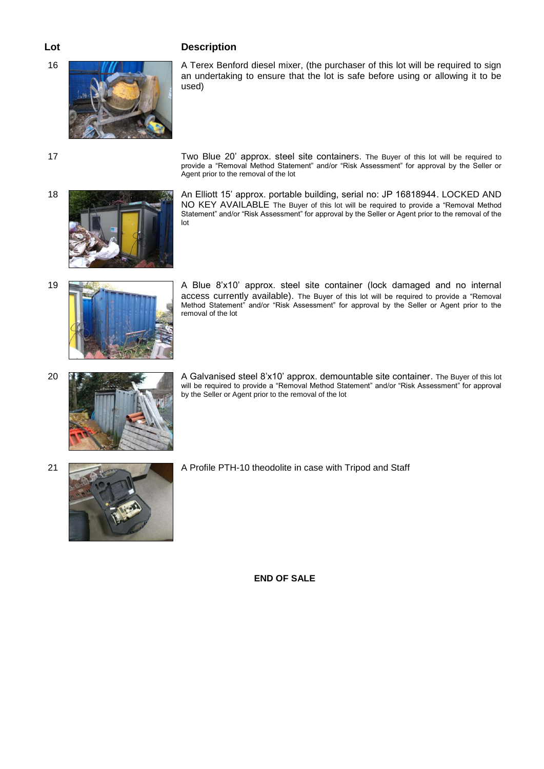| Lot | Description |
| --- | --- |
| 16 | A Terex Benford diesel mixer, (the purchaser of this lot will be required to sign an undertaking to ensure that the lot is safe before using or allowing it to be used) |
| 17 | Two Blue 20' approx. steel site containers. The Buyer of this lot will be required to provide a "Removal Method Statement" and/or "Risk Assessment" for approval by the Seller or Agent prior to the removal of the lot |
| 18 | An Elliott 15' approx. portable building, serial no: JP 16818944. LOCKED AND NO KEY AVAILABLE The Buyer of this lot will be required to provide a "Removal Method Statement" and/or "Risk Assessment" for approval by the Seller or Agent prior to the removal of the lot |
| 19 | A Blue 8'x10' approx. steel site container (lock damaged and no internal access currently available). The Buyer of this lot will be required to provide a "Removal Method Statement" and/or "Risk Assessment" for approval by the Seller or Agent prior to the removal of the lot |
| 20 | A Galvanised steel 8'x10' approx. demountable site container. The Buyer of this lot will be required to provide a "Removal Method Statement" and/or "Risk Assessment" for approval by the Seller or Agent prior to the removal of the lot |
| 21 | A Profile PTH-10 theodolite in case with Tripod and Staff |

**END OF SALE**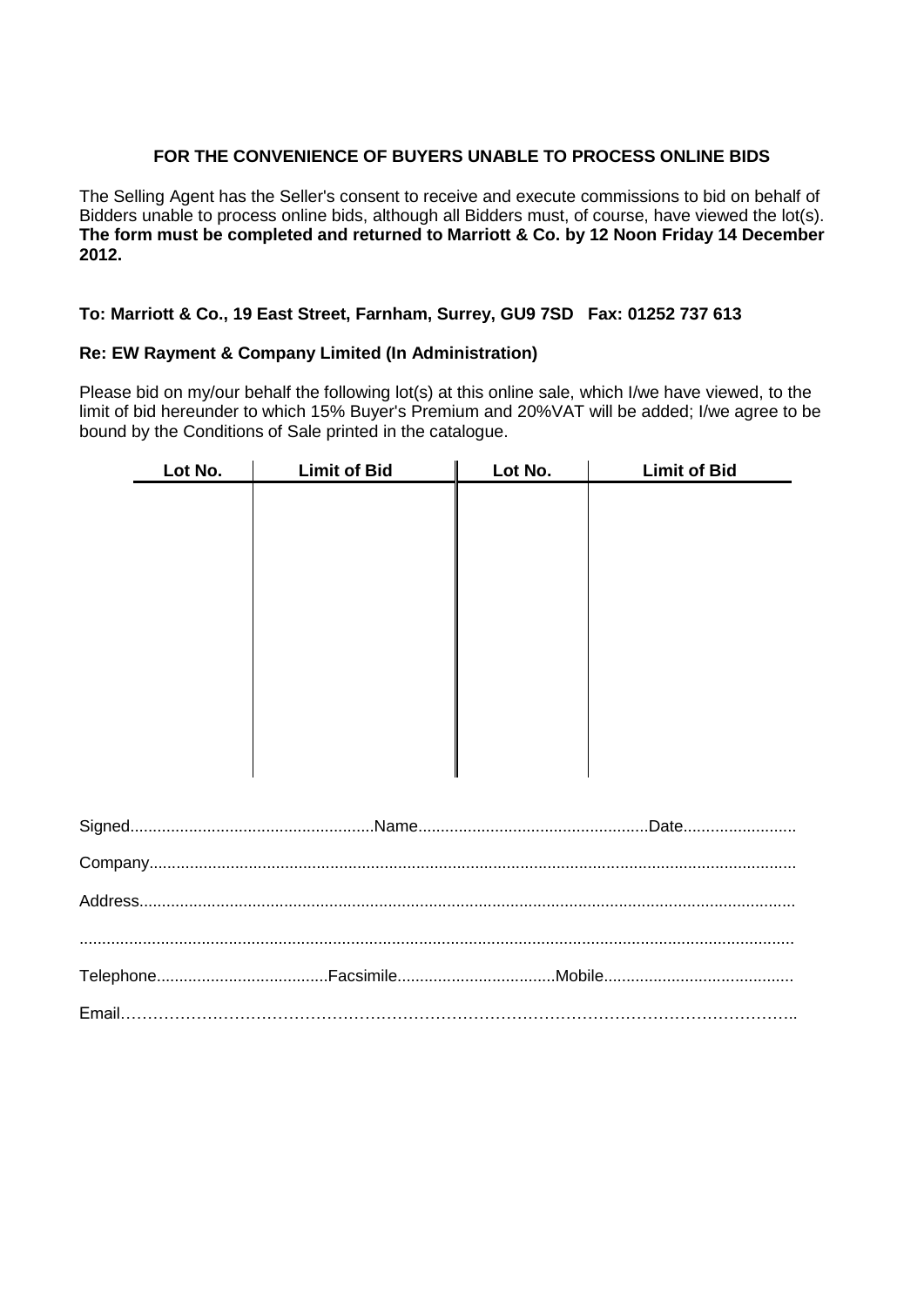**FOR THE CONVENIENCE OF BUYERS UNABLE TO PROCESS ONLINE BIDS**

The Selling Agent has the Seller's consent to receive and execute commissions to bid on behalf of Bidders unable to process online bids, although all Bidders must, of course, have viewed the lot(s). **The form must be completed and returned to Marriott & Co. by 12 Noon Friday 14 December 2012.**

**To: Marriott & Co., 19 East Street, Farnham, Surrey, GU9 7SD Fax: 01252 737 613**

**Re: EW Rayment & Company Limited (In Administration)**

Please bid on my/our behalf the following lot(s) at this online sale, which I/we have viewed, to the limit of bid hereunder to which 15% Buyer's Premium and 20%VAT will be added; I/we agree to be bound by the Conditions of Sale printed in the catalogue.

| Lot No. | Limit of Bid | Lot No. | Limit of Bid |
|---|---|---|---|
| | | | |

Signed......................................................Name...................................................Date.........................

Company.............................................................................................................................................

Address...............................................................................................................................................

...........................................................................................................................................................

Telephone......................................Facsimile...................................Mobile..........................................

Email…………………………………………………………………………………………………………..